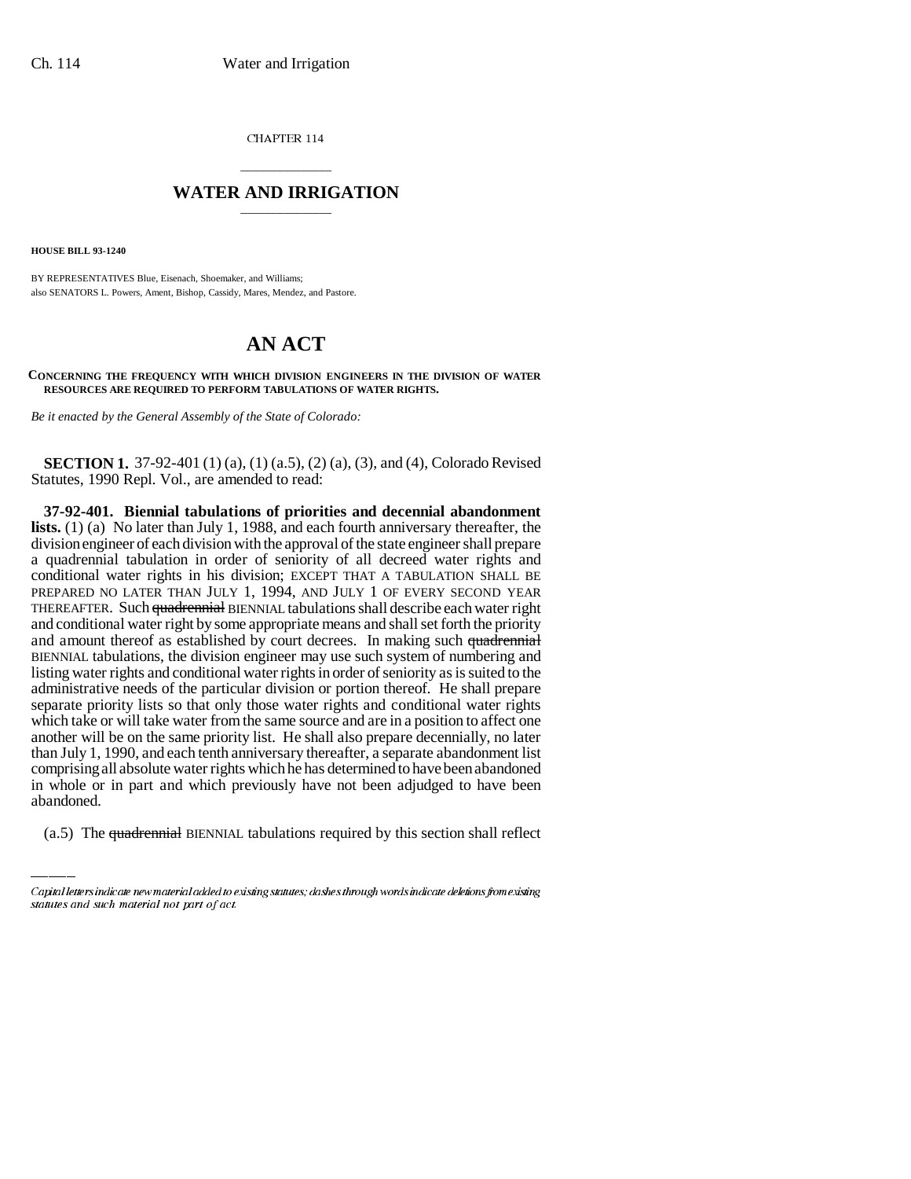CHAPTER 114

# WATER AND IRRIGATION

**HOUSE BILL 93-1240**

BY REPRESENTATIVES Blue, Eisenach, Shoemaker, and Williams;
also SENATORS L. Powers, Ament, Bishop, Cassidy, Mares, Mendez, and Pastore.

# AN ACT

**CONCERNING THE FREQUENCY WITH WHICH DIVISION ENGINEERS IN THE DIVISION OF WATER RESOURCES ARE REQUIRED TO PERFORM TABULATIONS OF WATER RIGHTS.**

*Be it enacted by the General Assembly of the State of Colorado:*

**SECTION 1.** 37-92-401 (1) (a), (1) (a.5), (2) (a), (3), and (4), Colorado Revised Statutes, 1990 Repl. Vol., are amended to read:

**37-92-401. Biennial tabulations of priorities and decennial abandonment lists.** (1) (a) No later than July 1, 1988, and each fourth anniversary thereafter, the division engineer of each division with the approval of the state engineer shall prepare a quadrennial tabulation in order of seniority of all decreed water rights and conditional water rights in his division; EXCEPT THAT A TABULATION SHALL BE PREPARED NO LATER THAN JULY 1, 1994, AND JULY 1 OF EVERY SECOND YEAR THEREAFTER. Such ~~quadrennial~~ BIENNIAL tabulations shall describe each water right and conditional water right by some appropriate means and shall set forth the priority and amount thereof as established by court decrees. In making such ~~quadrennial~~ BIENNIAL tabulations, the division engineer may use such system of numbering and listing water rights and conditional water rights in order of seniority as is suited to the administrative needs of the particular division or portion thereof. He shall prepare separate priority lists so that only those water rights and conditional water rights which take or will take water from the same source and are in a position to affect one another will be on the same priority list. He shall also prepare decennially, no later than July 1, 1990, and each tenth anniversary thereafter, a separate abandonment list comprising all absolute water rights which he has determined to have been abandoned in whole or in part and which previously have not been adjudged to have been abandoned.

(a.5) The ~~quadrennial~~ BIENNIAL tabulations required by this section shall reflect

Capital letters indicate new material added to existing statutes; dashes through words indicate deletions from existing statutes and such material not part of act.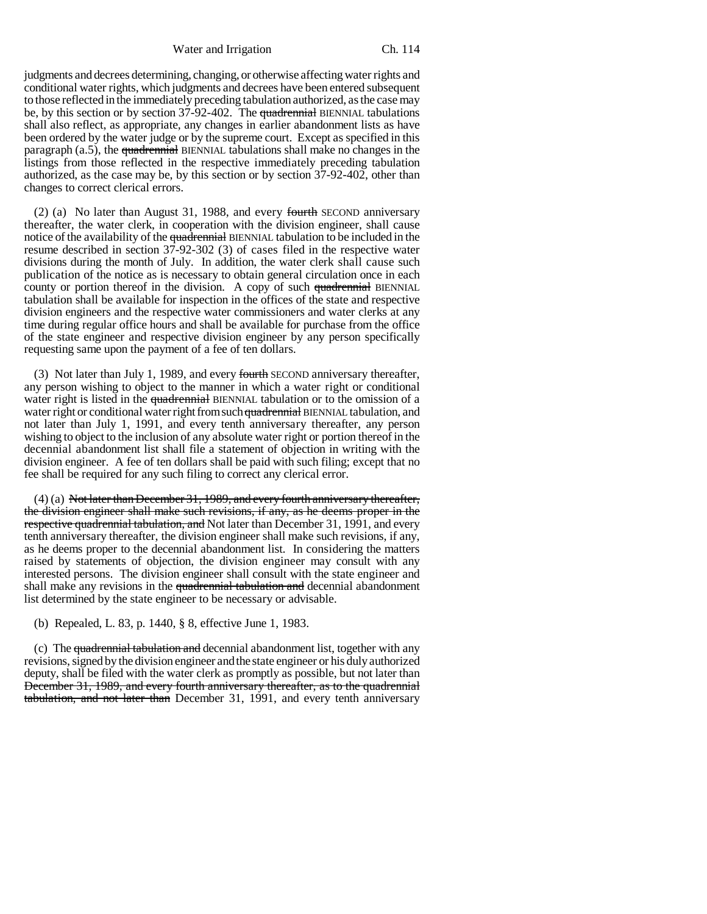judgments and decrees determining, changing, or otherwise affecting water rights and conditional water rights, which judgments and decrees have been entered subsequent to those reflected in the immediately preceding tabulation authorized, as the case may be, by this section or by section 37-92-402. The ~~quadrennial~~ BIENNIAL tabulations shall also reflect, as appropriate, any changes in earlier abandonment lists as have been ordered by the water judge or by the supreme court. Except as specified in this paragraph (a.5), the ~~quadrennial~~ BIENNIAL tabulations shall make no changes in the listings from those reflected in the respective immediately preceding tabulation authorized, as the case may be, by this section or by section 37-92-402, other than changes to correct clerical errors.

(2) (a) No later than August 31, 1988, and every ~~fourth~~ SECOND anniversary thereafter, the water clerk, in cooperation with the division engineer, shall cause notice of the availability of the ~~quadrennial~~ BIENNIAL tabulation to be included in the resume described in section 37-92-302 (3) of cases filed in the respective water divisions during the month of July. In addition, the water clerk shall cause such publication of the notice as is necessary to obtain general circulation once in each county or portion thereof in the division. A copy of such ~~quadrennial~~ BIENNIAL tabulation shall be available for inspection in the offices of the state and respective division engineers and the respective water commissioners and water clerks at any time during regular office hours and shall be available for purchase from the office of the state engineer and respective division engineer by any person specifically requesting same upon the payment of a fee of ten dollars.

(3) Not later than July 1, 1989, and every ~~fourth~~ SECOND anniversary thereafter, any person wishing to object to the manner in which a water right or conditional water right is listed in the ~~quadrennial~~ BIENNIAL tabulation or to the omission of a water right or conditional water right from such ~~quadrennial~~ BIENNIAL tabulation, and not later than July 1, 1991, and every tenth anniversary thereafter, any person wishing to object to the inclusion of any absolute water right or portion thereof in the decennial abandonment list shall file a statement of objection in writing with the division engineer. A fee of ten dollars shall be paid with such filing; except that no fee shall be required for any such filing to correct any clerical error.

(4) (a) ~~Not later than December 31, 1989, and every fourth anniversary thereafter, the division engineer shall make such revisions, if any, as he deems proper in the respective quadrennial tabulation, and~~ Not later than December 31, 1991, and every tenth anniversary thereafter, the division engineer shall make such revisions, if any, as he deems proper to the decennial abandonment list. In considering the matters raised by statements of objection, the division engineer may consult with any interested persons. The division engineer shall consult with the state engineer and shall make any revisions in the ~~quadrennial tabulation and~~ decennial abandonment list determined by the state engineer to be necessary or advisable.

(b) Repealed, L. 83, p. 1440, § 8, effective June 1, 1983.

(c) The ~~quadrennial tabulation and~~ decennial abandonment list, together with any revisions, signed by the division engineer and the state engineer or his duly authorized deputy, shall be filed with the water clerk as promptly as possible, but not later than ~~December 31, 1989, and every fourth anniversary thereafter, as to the quadrennial tabulation, and not later than~~ December 31, 1991, and every tenth anniversary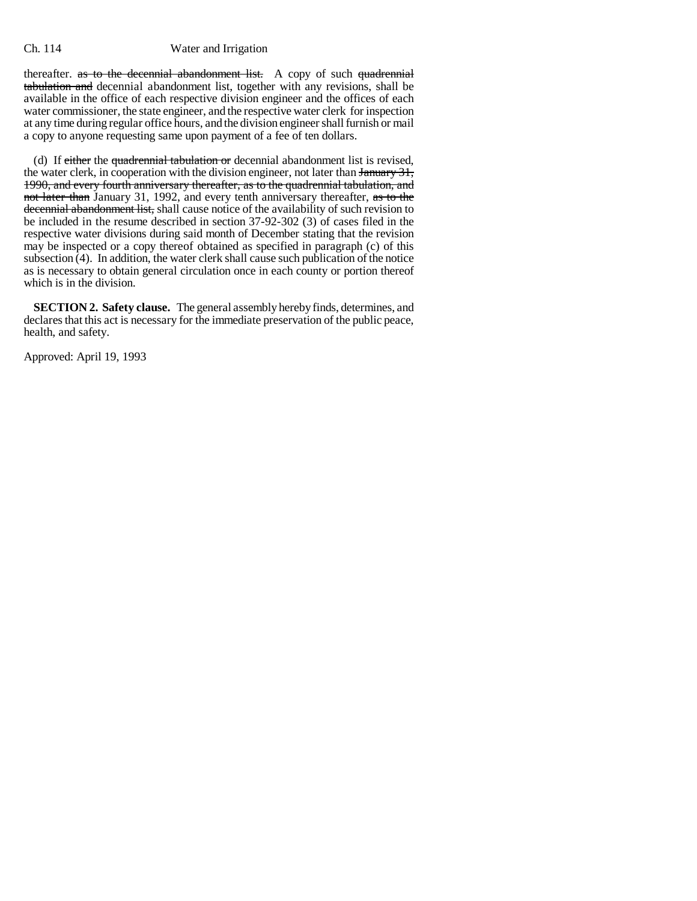thereafter. ~~as to the decennial abandonment list.~~ A copy of such ~~quadrennial tabulation and~~ decennial abandonment list, together with any revisions, shall be available in the office of each respective division engineer and the offices of each water commissioner, the state engineer, and the respective water clerk for inspection at any time during regular office hours, and the division engineer shall furnish or mail a copy to anyone requesting same upon payment of a fee of ten dollars.

(d) If ~~either~~ the ~~quadrennial tabulation or~~ decennial abandonment list is revised, the water clerk, in cooperation with the division engineer, not later than ~~January 31, 1990, and every fourth anniversary thereafter, as to the quadrennial tabulation, and not later than~~ January 31, 1992, and every tenth anniversary thereafter, ~~as to the decennial abandonment list,~~ shall cause notice of the availability of such revision to be included in the resume described in section 37-92-302 (3) of cases filed in the respective water divisions during said month of December stating that the revision may be inspected or a copy thereof obtained as specified in paragraph (c) of this subsection (4). In addition, the water clerk shall cause such publication of the notice as is necessary to obtain general circulation once in each county or portion thereof which is in the division.

**SECTION 2. Safety clause.** The general assembly hereby finds, determines, and declares that this act is necessary for the immediate preservation of the public peace, health, and safety.

Approved: April 19, 1993